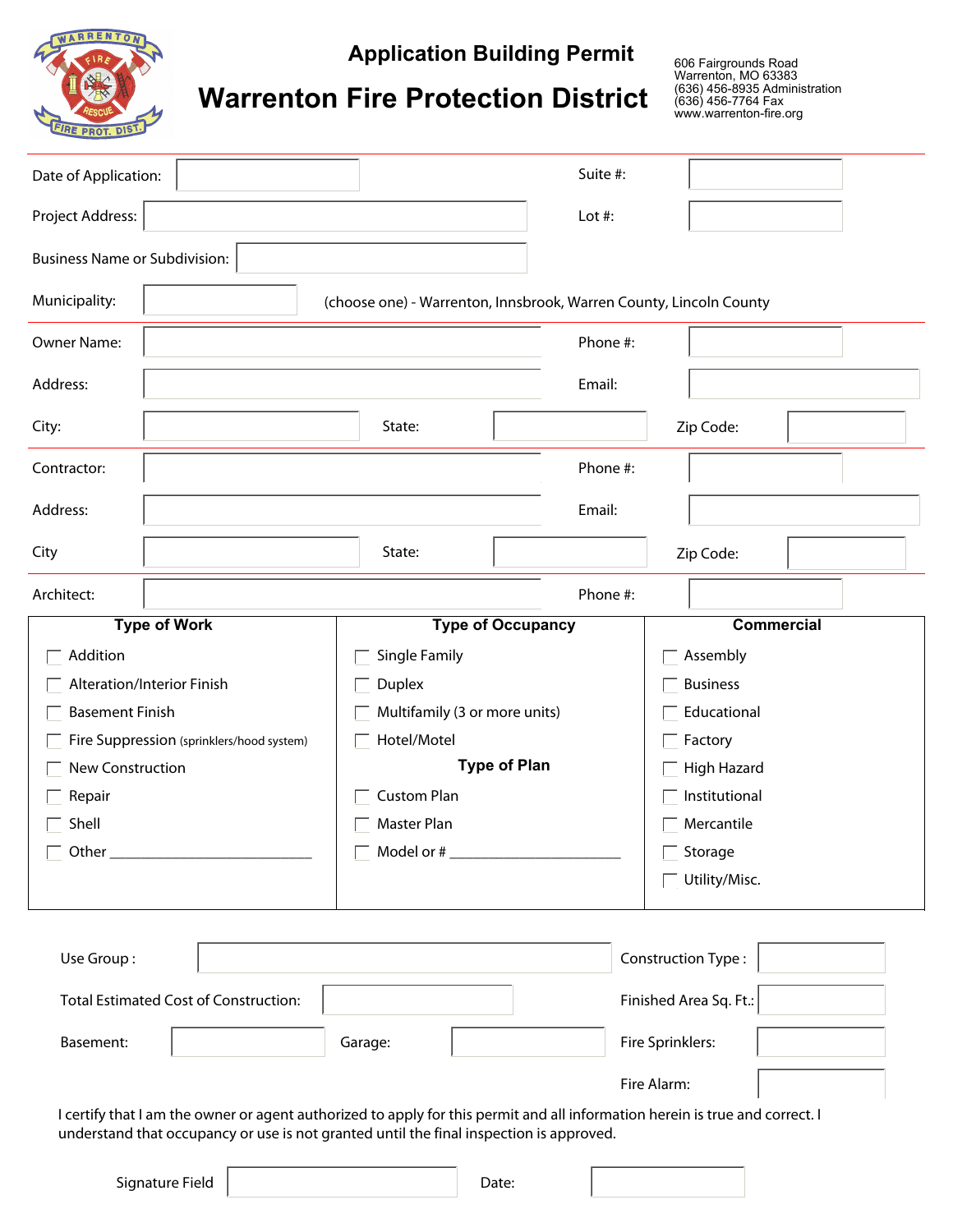# Application Building Permit

# Warrenton Fire Protection District

606 Fairgrounds Road
Warrenton, MO 63383
(636) 456-8935 Administration
(636) 456-7764 Fax
www.warrenton-fire.org

Date of Application: ____________ Suite #: ____________

Project Address: ____________ Lot #: ____________

Business Name or Subdivision: ____________

Municipality: ____________ (choose one) - Warrenton, Innsbrook, Warren County, Lincoln County

Owner Name: ____________ Phone #: ____________

Address: ____________ Email: ____________

City: ____________ State: ____________ Zip Code: ____________

Contractor: ____________ Phone #: ____________

Address: ____________ Email: ____________

City ____________ State: ____________ Zip Code: ____________

Architect: ____________ Phone #: ____________

| Type of Work | Type of Occupancy | Commercial |
|---|---|---|
| ☐ Addition | ☐ Single Family | ☐ Assembly |
| ☐ Alteration/Interior Finish | ☐ Duplex | ☐ Business |
| ☐ Basement Finish | ☐ Multifamily (3 or more units) | ☐ Educational |
| ☐ Fire Suppression (sprinklers/hood system) | ☐ Hotel/Motel | ☐ Factory |
| ☐ New Construction | **Type of Plan** | ☐ High Hazard |
| ☐ Repair | ☐ Custom Plan | ☐ Institutional |
| ☐ Shell | ☐ Master Plan | ☐ Mercantile |
| ☐ Other ____________ | ☐ Model or # ____________ | ☐ Storage |
| | | ☐ Utility/Misc. |

Use Group : ____________ Construction Type : ____________

Total Estimated Cost of Construction: ____________ Finished Area Sq. Ft.: ____________

Basement: ____________ Garage: ____________ Fire Sprinklers: ____________

Fire Alarm: ____________

I certify that I am the owner or agent authorized to apply for this permit and all information herein is true and correct. I understand that occupancy or use is not granted until the final inspection is approved.

Signature Field ____________ Date: ____________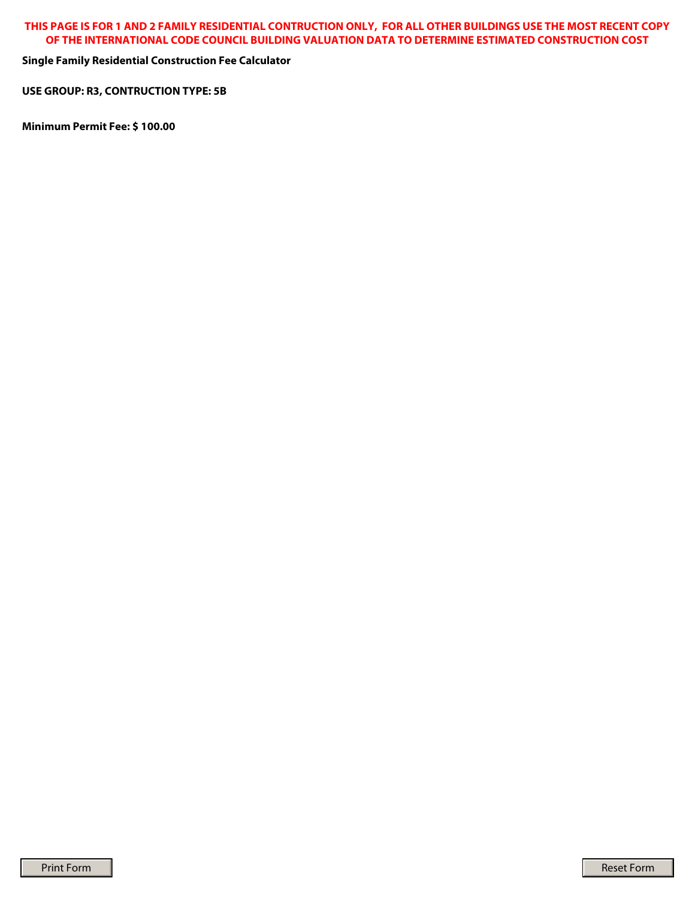**THIS PAGE IS FOR 1 AND 2 FAMILY RESIDENTIAL CONTRUCTION ONLY, FOR ALL OTHER BUILDINGS USE THE MOST RECENT COPY OF THE INTERNATIONAL CODE COUNCIL BUILDING VALUATION DATA TO DETERMINE ESTIMATED CONSTRUCTION COST**

**Single Family Residential Construction Fee Calculator**

**USE GROUP: R3, CONTRUCTION TYPE: 5B**

**Minimum Permit Fee: $ 100.00**

Print Form

Reset Form